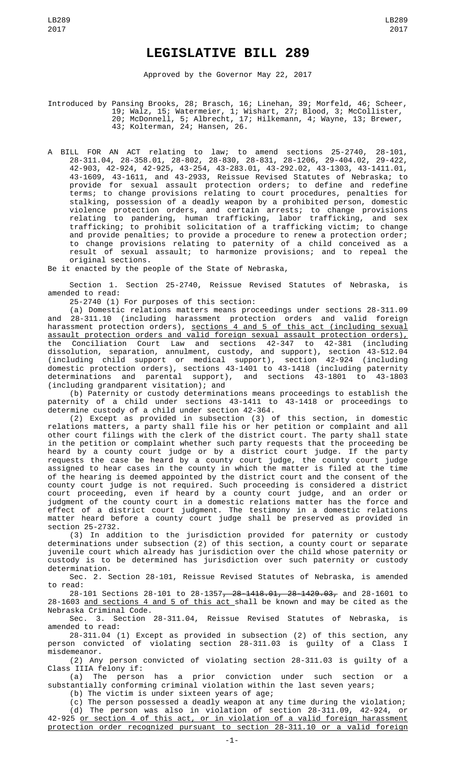# LEGISLATIVE BILL 289

Approved by the Governor May 22, 2017

Introduced by Pansing Brooks, 28; Brasch, 16; Linehan, 39; Morfeld, 46; Scheer, 19; Walz, 15; Watermeier, 1; Wishart, 27; Blood, 3; McCollister, 20; McDonnell, 5; Albrecht, 17; Hilkemann, 4; Wayne, 13; Brewer, 43; Kolterman, 24; Hansen, 26.

A BILL FOR AN ACT relating to law; to amend sections 25-2740, 28-101, 28-311.04, 28-358.01, 28-802, 28-830, 28-831, 28-1206, 29-404.02, 29-422, 42-903, 42-924, 42-925, 43-254, 43-283.01, 43-292.02, 43-1303, 43-1411.01, 43-1609, 43-1611, and 43-2933, Reissue Revised Statutes of Nebraska; to provide for sexual assault protection orders; to define and redefine terms; to change provisions relating to court procedures, penalties for stalking, possession of a deadly weapon by a prohibited person, domestic violence protection orders, and certain arrests; to change provisions relating to pandering, human trafficking, labor trafficking, and sex trafficking; to prohibit solicitation of a trafficking victim; to change and provide penalties; to provide a procedure to renew a protection order; to change provisions relating to paternity of a child conceived as a result of sexual assault; to harmonize provisions; and to repeal the original sections.

Be it enacted by the people of the State of Nebraska,

Section 1. Section 25-2740, Reissue Revised Statutes of Nebraska, is amended to read:

25-2740 (1) For purposes of this section:

(a) Domestic relations matters means proceedings under sections 28-311.09 and 28-311.10 (including harassment protection orders and valid foreign harassment protection orders), sections 4 and 5 of this act (including sexual assault protection orders and valid foreign sexual assault protection orders), the Conciliation Court Law and sections 42-347 to 42-381 (including dissolution, separation, annulment, custody, and support), section 43-512.04 (including child support or medical support), section 42-924 (including domestic protection orders), sections 43-1401 to 43-1418 (including paternity determinations and parental support), and sections 43-1801 to 43-1803 (including grandparent visitation); and

(b) Paternity or custody determinations means proceedings to establish the paternity of a child under sections 43-1411 to 43-1418 or proceedings to determine custody of a child under section 42-364.

(2) Except as provided in subsection (3) of this section, in domestic relations matters, a party shall file his or her petition or complaint and all other court filings with the clerk of the district court. The party shall state in the petition or complaint whether such party requests that the proceeding be heard by a county court judge or by a district court judge. If the party requests the case be heard by a county court judge, the county court judge assigned to hear cases in the county in which the matter is filed at the time of the hearing is deemed appointed by the district court and the consent of the county court judge is not required. Such proceeding is considered a district court proceeding, even if heard by a county court judge, and an order or judgment of the county court in a domestic relations matter has the force and effect of a district court judgment. The testimony in a domestic relations matter heard before a county court judge shall be preserved as provided in section 25-2732.

(3) In addition to the jurisdiction provided for paternity or custody determinations under subsection (2) of this section, a county court or separate juvenile court which already has jurisdiction over the child whose paternity or custody is to be determined has jurisdiction over such paternity or custody determination.

Sec. 2. Section 28-101, Reissue Revised Statutes of Nebraska, is amended to read:

28-101 Sections 28-101 to 28-1357, 28-1418.01, 28-1429.03, and 28-1601 to 28-1603 and sections 4 and 5 of this act shall be known and may be cited as the Nebraska Criminal Code.

Sec. 3. Section 28-311.04, Reissue Revised Statutes of Nebraska, is amended to read:

28-311.04 (1) Except as provided in subsection (2) of this section, any person convicted of violating section 28-311.03 is guilty of a Class I misdemeanor.

(2) Any person convicted of violating section 28-311.03 is guilty of a Class IIIA felony if:

(a) The person has a prior conviction under such section or a substantially conforming criminal violation within the last seven years;

(b) The victim is under sixteen years of age;

(c) The person possessed a deadly weapon at any time during the violation;

(d) The person was also in violation of section 28-311.09, 42-924, or 42-925 or section 4 of this act, or in violation of a valid foreign harassment protection order recognized pursuant to section 28-311.10 or a valid foreign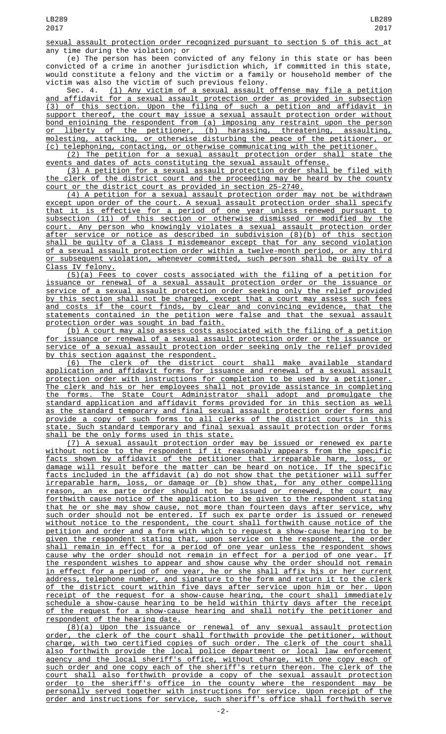sexual assault protection order recognized pursuant to section 5 of this act at any time during the violation; or

(e) The person has been convicted of any felony in this state or has been convicted of a crime in another jurisdiction which, if committed in this state, would constitute a felony and the victim or a family or household member of the victim was also the victim of such previous felony.

Sec. 4. (1) Any victim of a sexual assault offense may file a petition and affidavit for a sexual assault protection order as provided in subsection (3) of this section. Upon the filing of such a petition and affidavit in support thereof, the court may issue a sexual assault protection order without bond enjoining the respondent from (a) imposing any restraint upon the person or liberty of the petitioner, (b) harassing, threatening, assaulting, molesting, attacking, or otherwise disturbing the peace of the petitioner, or (c) telephoning, contacting, or otherwise communicating with the petitioner.

(2) The petition for a sexual assault protection order shall state the events and dates of acts constituting the sexual assault offense.

(3) A petition for a sexual assault protection order shall be filed with the clerk of the district court and the proceeding may be heard by the county court or the district court as provided in section 25-2740.

(4) A petition for a sexual assault protection order may not be withdrawn except upon order of the court. A sexual assault protection order shall specify that it is effective for a period of one year unless renewed pursuant to subsection (11) of this section or otherwise dismissed or modified by the court. Any person who knowingly violates a sexual assault protection order after service or notice as described in subdivision (8)(b) of this section shall be guilty of a Class I misdemeanor except that for any second violation of a sexual assault protection order within a twelve-month period, or any third or subsequent violation, whenever committed, such person shall be guilty of a Class IV felony.

(5)(a) Fees to cover costs associated with the filing of a petition for issuance or renewal of a sexual assault protection order or the issuance or service of a sexual assault protection order seeking only the relief provided by this section shall not be charged, except that a court may assess such fees and costs if the court finds, by clear and convincing evidence, that the statements contained in the petition were false and that the sexual assault protection order was sought in bad faith.

(b) A court may also assess costs associated with the filing of a petition for issuance or renewal of a sexual assault protection order or the issuance or service of a sexual assault protection order seeking only the relief provided by this section against the respondent.

(6) The clerk of the district court shall make available standard application and affidavit forms for issuance and renewal of a sexual assault protection order with instructions for completion to be used by a petitioner. The clerk and his or her employees shall not provide assistance in completing the forms. The State Court Administrator shall adopt and promulgate the standard application and affidavit forms provided for in this section as well as the standard temporary and final sexual assault protection order forms and provide a copy of such forms to all clerks of the district courts in this state. Such standard temporary and final sexual assault protection order forms shall be the only forms used in this state.

(7) A sexual assault protection order may be issued or renewed ex parte without notice to the respondent if it reasonably appears from the specific facts shown by affidavit of the petitioner that irreparable harm, loss, or damage will result before the matter can be heard on notice. If the specific facts included in the affidavit (a) do not show that the petitioner will suffer irreparable harm, loss, or damage or (b) show that, for any other compelling reason, an ex parte order should not be issued or renewed, the court may forthwith cause notice of the application to be given to the respondent stating that he or she may show cause, not more than fourteen days after service, why such order should not be entered. If such ex parte order is issued or renewed without notice to the respondent, the court shall forthwith cause notice of the petition and order and a form with which to request a show-cause hearing to be given the respondent stating that, upon service on the respondent, the order shall remain in effect for a period of one year unless the respondent shows cause why the order should not remain in effect for a period of one year. If the respondent wishes to appear and show cause why the order should not remain in effect for a period of one year, he or she shall affix his or her current address, telephone number, and signature to the form and return it to the clerk of the district court within five days after service upon him or her. Upon receipt of the request for a show-cause hearing, the court shall immediately schedule a show-cause hearing to be held within thirty days after the receipt of the request for a show-cause hearing and shall notify the petitioner and respondent of the hearing date.

(8)(a) Upon the issuance or renewal of any sexual assault protection order, the clerk of the court shall forthwith provide the petitioner, without charge, with two certified copies of such order. The clerk of the court shall also forthwith provide the local police department or local law enforcement agency and the local sheriff's office, without charge, with one copy each of such order and one copy each of the sheriff's return thereon. The clerk of the court shall also forthwith provide a copy of the sexual assault protection order to the sheriff's office in the county where the respondent may be personally served together with instructions for service. Upon receipt of the order and instructions for service, such sheriff's office shall forthwith serve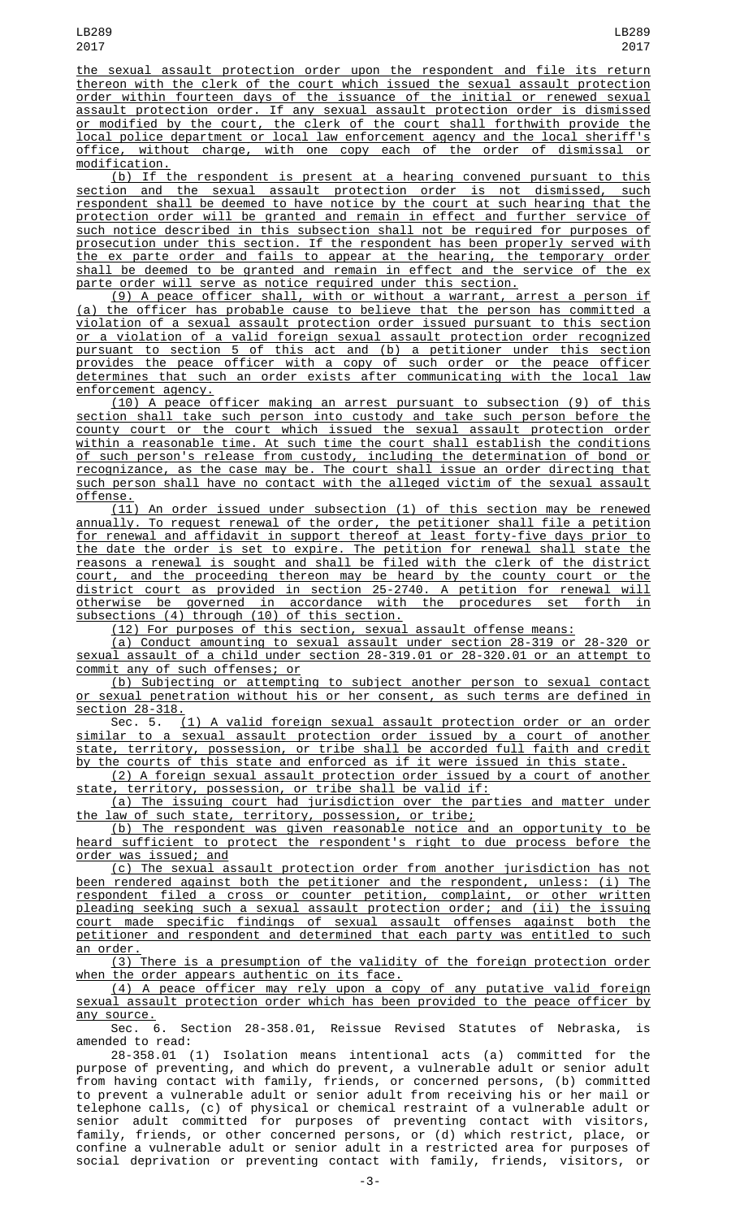the sexual assault protection order upon the respondent and file its return thereon with the clerk of the court which issued the sexual assault protection order within fourteen days of the issuance of the initial or renewed sexual assault protection order. If any sexual assault protection order is dismissed or modified by the court, the clerk of the court shall forthwith provide the local police department or local law enforcement agency and the local sheriff's office, without charge, with one copy each of the order of dismissal or modification.

(b) If the respondent is present at a hearing convened pursuant to this section and the sexual assault protection order is not dismissed, such respondent shall be deemed to have notice by the court at such hearing that the protection order will be granted and remain in effect and further service of such notice described in this subsection shall not be required for purposes of prosecution under this section. If the respondent has been properly served with the ex parte order and fails to appear at the hearing, the temporary order shall be deemed to be granted and remain in effect and the service of the ex parte order will serve as notice required under this section.

(9) A peace officer shall, with or without a warrant, arrest a person if (a) the officer has probable cause to believe that the person has committed a violation of a sexual assault protection order issued pursuant to this section or a violation of a valid foreign sexual assault protection order recognized pursuant to section 5 of this act and (b) a petitioner under this section provides the peace officer with a copy of such order or the peace officer determines that such an order exists after communicating with the local law enforcement agency.

(10) A peace officer making an arrest pursuant to subsection (9) of this section shall take such person into custody and take such person before the county court or the court which issued the sexual assault protection order within a reasonable time. At such time the court shall establish the conditions of such person's release from custody, including the determination of bond or recognizance, as the case may be. The court shall issue an order directing that such person shall have no contact with the alleged victim of the sexual assault offense.

(11) An order issued under subsection (1) of this section may be renewed annually. To request renewal of the order, the petitioner shall file a petition for renewal and affidavit in support thereof at least forty-five days prior to the date the order is set to expire. The petition for renewal shall state the reasons a renewal is sought and shall be filed with the clerk of the district court, and the proceeding thereon may be heard by the county court or the district court as provided in section 25-2740. A petition for renewal will otherwise be governed in accordance with the procedures set forth in subsections (4) through (10) of this section.

(12) For purposes of this section, sexual assault offense means:

(a) Conduct amounting to sexual assault under section 28-319 or 28-320 or sexual assault of a child under section 28-319.01 or 28-320.01 or an attempt to commit any of such offenses; or

(b) Subjecting or attempting to subject another person to sexual contact or sexual penetration without his or her consent, as such terms are defined in section 28-318.

Sec. 5. (1) A valid foreign sexual assault protection order or an order similar to a sexual assault protection order issued by a court of another state, territory, possession, or tribe shall be accorded full faith and credit by the courts of this state and enforced as if it were issued in this state.

(2) A foreign sexual assault protection order issued by a court of another state, territory, possession, or tribe shall be valid if:

(a) The issuing court had jurisdiction over the parties and matter under the law of such state, territory, possession, or tribe;

(b) The respondent was given reasonable notice and an opportunity to be heard sufficient to protect the respondent's right to due process before the order was issued; and

(c) The sexual assault protection order from another jurisdiction has not been rendered against both the petitioner and the respondent, unless: (i) The respondent filed a cross or counter petition, complaint, or other written pleading seeking such a sexual assault protection order; and (ii) the issuing court made specific findings of sexual assault offenses against both the petitioner and respondent and determined that each party was entitled to such an order.

(3) There is a presumption of the validity of the foreign protection order when the order appears authentic on its face.

(4) A peace officer may rely upon a copy of any putative valid foreign sexual assault protection order which has been provided to the peace officer by any source.

Sec. 6. Section 28-358.01, Reissue Revised Statutes of Nebraska, is amended to read:

28-358.01 (1) Isolation means intentional acts (a) committed for the purpose of preventing, and which do prevent, a vulnerable adult or senior adult from having contact with family, friends, or concerned persons, (b) committed to prevent a vulnerable adult or senior adult from receiving his or her mail or telephone calls, (c) of physical or chemical restraint of a vulnerable adult or senior adult committed for purposes of preventing contact with visitors, family, friends, or other concerned persons, or (d) which restrict, place, or confine a vulnerable adult or senior adult in a restricted area for purposes of social deprivation or preventing contact with family, friends, visitors, or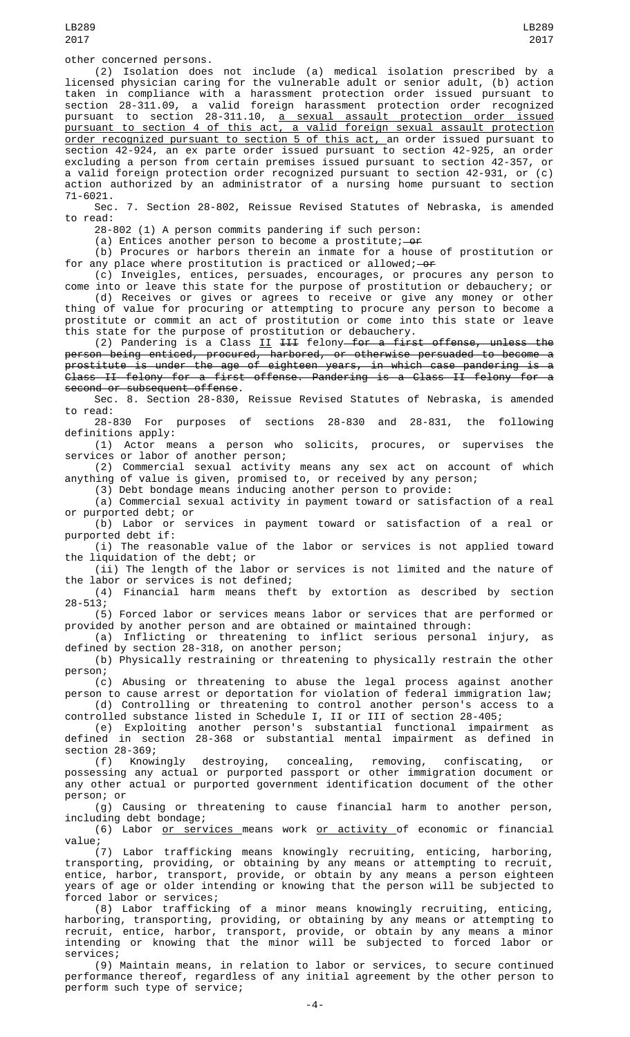other concerned persons.

(2) Isolation does not include (a) medical isolation prescribed by a licensed physician caring for the vulnerable adult or senior adult, (b) action taken in compliance with a harassment protection order issued pursuant to section 28-311.09, a valid foreign harassment protection order recognized pursuant to section 28-311.10, <u>a sexual assault protection order issued pursuant to section 4 of this act, a valid foreign sexual assault protection order recognized pursuant to section 5 of this act,</u> an order issued pursuant to section 42-924, an ex parte order issued pursuant to section 42-925, an order excluding a person from certain premises issued pursuant to section 42-357, or a valid foreign protection order recognized pursuant to section 42-931, or (c) action authorized by an administrator of a nursing home pursuant to section 71-6021.

Sec. 7. Section 28-802, Reissue Revised Statutes of Nebraska, is amended to read:

28-802 (1) A person commits pandering if such person:

(a) Entices another person to become a prostitute; ~~or~~

(b) Procures or harbors therein an inmate for a house of prostitution or for any place where prostitution is practiced or allowed; ~~or~~

(c) Inveigles, entices, persuades, encourages, or procures any person to come into or leave this state for the purpose of prostitution or debauchery; or

(d) Receives or gives or agrees to receive or give any money or other thing of value for procuring or attempting to procure any person to become a prostitute or commit an act of prostitution or come into this state or leave this state for the purpose of prostitution or debauchery.

(2) Pandering is a Class <u>II</u> ~~III~~ felony~~ for a first offense, unless the person being enticed, procured, harbored, or otherwise persuaded to become a prostitute is under the age of eighteen years, in which case pandering is a Class II felony for a first offense. Pandering is a Class II felony for a second or subsequent offense~~.

Sec. 8. Section 28-830, Reissue Revised Statutes of Nebraska, is amended to read:

28-830 For purposes of sections 28-830 and 28-831, the following definitions apply:

(1) Actor means a person who solicits, procures, or supervises the services or labor of another person;

(2) Commercial sexual activity means any sex act on account of which anything of value is given, promised to, or received by any person;

(3) Debt bondage means inducing another person to provide:

(a) Commercial sexual activity in payment toward or satisfaction of a real or purported debt; or

(b) Labor or services in payment toward or satisfaction of a real or purported debt if:

(i) The reasonable value of the labor or services is not applied toward the liquidation of the debt; or

(ii) The length of the labor or services is not limited and the nature of the labor or services is not defined;

(4) Financial harm means theft by extortion as described by section 28-513;

(5) Forced labor or services means labor or services that are performed or provided by another person and are obtained or maintained through:

(a) Inflicting or threatening to inflict serious personal injury, as defined by section 28-318, on another person;

(b) Physically restraining or threatening to physically restrain the other person;

(c) Abusing or threatening to abuse the legal process against another person to cause arrest or deportation for violation of federal immigration law;

(d) Controlling or threatening to control another person's access to a controlled substance listed in Schedule I, II or III of section 28-405;

(e) Exploiting another person's substantial functional impairment as defined in section 28-368 or substantial mental impairment as defined in section 28-369;

(f) Knowingly destroying, concealing, removing, confiscating, or possessing any actual or purported passport or other immigration document or any other actual or purported government identification document of the other person; or

(g) Causing or threatening to cause financial harm to another person, including debt bondage;

(6) Labor <u>or services</u> means work <u>or activity</u> of economic or financial value;

(7) Labor trafficking means knowingly recruiting, enticing, harboring, transporting, providing, or obtaining by any means or attempting to recruit, entice, harbor, transport, provide, or obtain by any means a person eighteen years of age or older intending or knowing that the person will be subjected to forced labor or services;

(8) Labor trafficking of a minor means knowingly recruiting, enticing, harboring, transporting, providing, or obtaining by any means or attempting to recruit, entice, harbor, transport, provide, or obtain by any means a minor intending or knowing that the minor will be subjected to forced labor or services;

(9) Maintain means, in relation to labor or services, to secure continued performance thereof, regardless of any initial agreement by the other person to perform such type of service;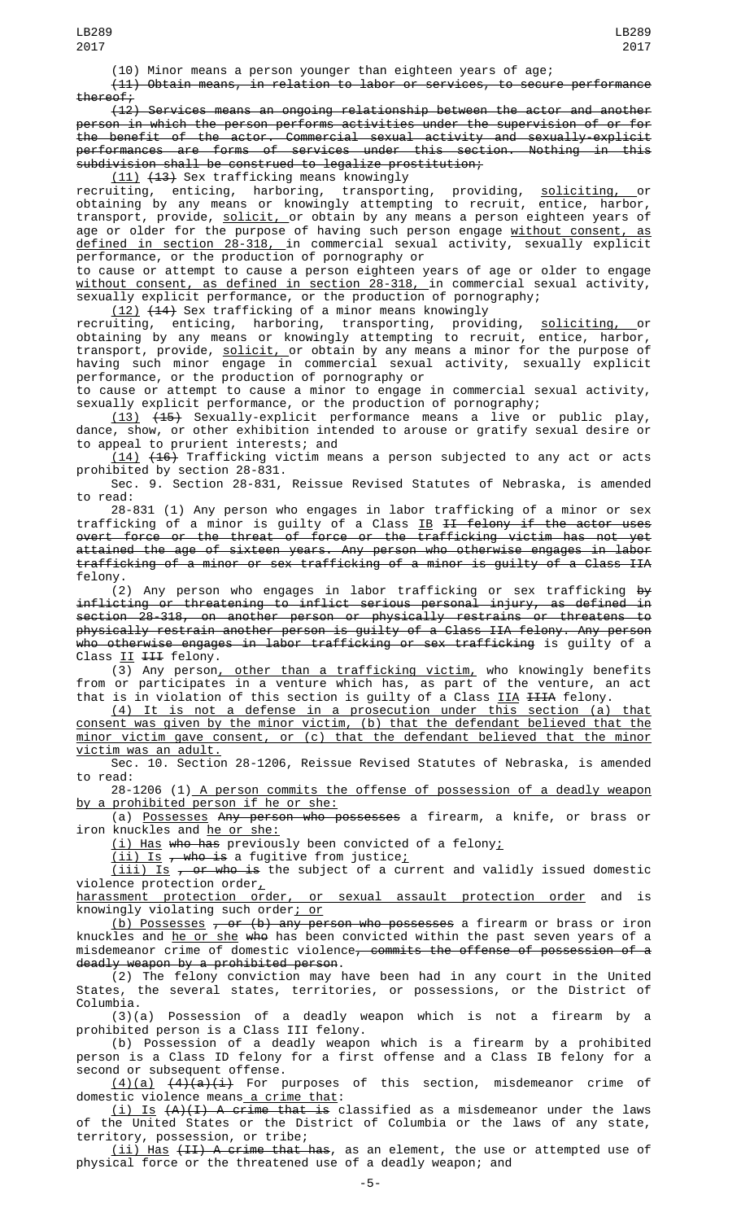(10) Minor means a person younger than eighteen years of age;

~~(11) Obtain means, in relation to labor or services, to secure performance thereof;~~

~~(12) Services means an ongoing relationship between the actor and another person in which the person performs activities under the supervision of or for the benefit of the actor. Commercial sexual activity and sexually-explicit performances are forms of services under this section. Nothing in this subdivision shall be construed to legalize prostitution;~~

<u>(11)</u> ~~(13)~~ Sex trafficking means knowingly recruiting, enticing, harboring, transporting, providing, <u>soliciting,</u> or obtaining by any means or knowingly attempting to recruit, entice, harbor, transport, provide, <u>solicit,</u> or obtain by any means a person eighteen years of age or older for the purpose of having such person engage <u>without consent, as defined in section 28-318,</u> in commercial sexual activity, sexually explicit performance, or the production of pornography or to cause or attempt to cause a person eighteen years of age or older to engage <u>without consent, as defined in section 28-318,</u> in commercial sexual activity, sexually explicit performance, or the production of pornography;

<u>(12)</u> ~~(14)~~ Sex trafficking of a minor means knowingly recruiting, enticing, harboring, transporting, providing, <u>soliciting,</u> or obtaining by any means or knowingly attempting to recruit, entice, harbor, transport, provide, <u>solicit,</u> or obtain by any means a minor for the purpose of having such minor engage in commercial sexual activity, sexually explicit performance, or the production of pornography or to cause or attempt to cause a minor to engage in commercial sexual activity, sexually explicit performance, or the production of pornography;

<u>(13)</u> ~~(15)~~ Sexually-explicit performance means a live or public play, dance, show, or other exhibition intended to arouse or gratify sexual desire or to appeal to prurient interests; and

<u>(14)</u> ~~(16)~~ Trafficking victim means a person subjected to any act or acts prohibited by section 28-831.

Sec. 9. Section 28-831, Reissue Revised Statutes of Nebraska, is amended to read:

28-831 (1) Any person who engages in labor trafficking of a minor or sex trafficking of a minor is guilty of a Class <u>IB</u> ~~II felony if the actor uses overt force or the threat of force or the trafficking victim has not yet attained the age of sixteen years. Any person who otherwise engages in labor trafficking of a minor or sex trafficking of a minor is guilty of a Class IIA~~ felony.

(2) Any person who engages in labor trafficking or sex trafficking ~~by inflicting or threatening to inflict serious personal injury, as defined in section 28-318, on another person or physically restrains or threatens to physically restrain another person is guilty of a Class IIA felony. Any person who otherwise engages in labor trafficking or sex trafficking~~ is guilty of a Class <u>II</u> ~~III~~ felony.

(3) Any person<u>, other than a trafficking victim,</u> who knowingly benefits from or participates in a venture which has, as part of the venture, an act that is in violation of this section is guilty of a Class <u>IIA</u> ~~IIIA~~ felony.

<u>(4) It is not a defense in a prosecution under this section (a) that consent was given by the minor victim, (b) that the defendant believed that the minor victim gave consent, or (c) that the defendant believed that the minor victim was an adult.</u>

Sec. 10. Section 28-1206, Reissue Revised Statutes of Nebraska, is amended to read:

28-1206 (1)<u> A person commits the offense of possession of a deadly weapon by a prohibited person if he or she:</u>

(a) <u>Possesses</u> ~~Any person who possesses~~ a firearm, a knife, or brass or iron knuckles and <u>he or she:</u>

<u>(i) Has</u> ~~who has~~ previously been convicted of a felony<u>;</u>

<u>(ii) Is</u> ~~, who is~~ a fugitive from justice<u>;</u>

<u>(iii) Is</u> ~~, or who is~~ the subject of a current and validly issued domestic violence protection order<u>, harassment protection order, or sexual assault protection order</u> and is knowingly violating such order<u>; or</u>

<u>(b) Possesses</u> ~~, or (b) any person who possesses~~ a firearm or brass or iron knuckles and <u>he or she</u> ~~who~~ has been convicted within the past seven years of a misdemeanor crime of domestic violence~~, commits the offense of possession of a deadly weapon by a prohibited person~~.

(2) The felony conviction may have been had in any court in the United States, the several states, territories, or possessions, or the District of Columbia.

(3)(a) Possession of a deadly weapon which is not a firearm by a prohibited person is a Class III felony.

(b) Possession of a deadly weapon which is a firearm by a prohibited person is a Class ID felony for a first offense and a Class IB felony for a second or subsequent offense.

<u>(4)(a)</u> ~~(4)(a)(i)~~ For purposes of this section, misdemeanor crime of domestic violence means<u> a crime that</u>:

<u>(i) Is</u> ~~(A)(I) A crime that is~~ classified as a misdemeanor under the laws of the United States or the District of Columbia or the laws of any state, territory, possession, or tribe;

<u>(ii) Has</u> ~~(II) A crime that has~~, as an element, the use or attempted use of physical force or the threatened use of a deadly weapon; and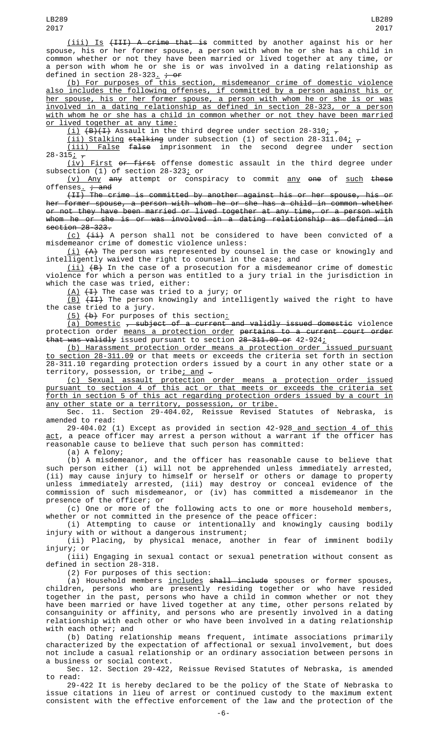(iii) Is (III) A crime that is committed by another against his or her spouse, his or her former spouse, a person with whom he or she has a child in common whether or not they have been married or lived together at any time, or a person with whom he or she is or was involved in a dating relationship as defined in section 28-323. ; or

(b) For purposes of this section, misdemeanor crime of domestic violence also includes the following offenses, if committed by a person against his or her spouse, his or her former spouse, a person with whom he or she is or was involved in a dating relationship as defined in section 28-323, or a person with whom he or she has a child in common whether or not they have been married or lived together at any time:

(i) (B)(I) Assault in the third degree under section 28-310; ,

(ii) Stalking stalking under subsection (1) of section 28-311.04; ,

(iii) False false imprisonment in the second degree under section 28-315; ,

(iv) First or first offense domestic assault in the third degree under subsection (1) of section 28-323; or

(v) Any any attempt or conspiracy to commit any one of such these offenses. ; and

(II) The crime is committed by another against his or her spouse, his or her former spouse, a person with whom he or she has a child in common whether or not they have been married or lived together at any time, or a person with whom he or she is or was involved in a dating relationship as defined in section 28-323.

(c) (ii) A person shall not be considered to have been convicted of a misdemeanor crime of domestic violence unless:

(i) (A) The person was represented by counsel in the case or knowingly and intelligently waived the right to counsel in the case; and

(ii) (B) In the case of a prosecution for a misdemeanor crime of domestic violence for which a person was entitled to a jury trial in the jurisdiction in which the case was tried, either:

(A) (I) The case was tried to a jury; or

(B) (II) The person knowingly and intelligently waived the right to have the case tried to a jury.

(5) (b) For purposes of this section:

(a) Domestic , subject of a current and validly issued domestic violence protection order means a protection order pertains to a current court order that was validly issued pursuant to section 28-311.09 or 42-924;

(b) Harassment protection order means a protection order issued pursuant to section 28-311.09 or that meets or exceeds the criteria set forth in section 28-311.10 regarding protection orders issued by a court in any other state or a territory, possession, or tribe; and .

(c) Sexual assault protection order means a protection order issued pursuant to section 4 of this act or that meets or exceeds the criteria set forth in section 5 of this act regarding protection orders issued by a court in any other state or a territory, possession, or tribe.

Sec. 11. Section 29-404.02, Reissue Revised Statutes of Nebraska, is amended to read:

29-404.02 (1) Except as provided in section 42-928 and section 4 of this act, a peace officer may arrest a person without a warrant if the officer has reasonable cause to believe that such person has committed:

(a) A felony;

(b) A misdemeanor, and the officer has reasonable cause to believe that such person either (i) will not be apprehended unless immediately arrested, (ii) may cause injury to himself or herself or others or damage to property unless immediately arrested, (iii) may destroy or conceal evidence of the commission of such misdemeanor, or (iv) has committed a misdemeanor in the presence of the officer; or

(c) One or more of the following acts to one or more household members, whether or not committed in the presence of the peace officer:

(i) Attempting to cause or intentionally and knowingly causing bodily injury with or without a dangerous instrument;

(ii) Placing, by physical menace, another in fear of imminent bodily injury; or

(iii) Engaging in sexual contact or sexual penetration without consent as defined in section 28-318.

(2) For purposes of this section:

(a) Household members includes shall include spouses or former spouses, children, persons who are presently residing together or who have resided together in the past, persons who have a child in common whether or not they have been married or have lived together at any time, other persons related by consanguinity or affinity, and persons who are presently involved in a dating relationship with each other or who have been involved in a dating relationship with each other; and

(b) Dating relationship means frequent, intimate associations primarily characterized by the expectation of affectional or sexual involvement, but does not include a casual relationship or an ordinary association between persons in a business or social context.

Sec. 12. Section 29-422, Reissue Revised Statutes of Nebraska, is amended to read:

29-422 It is hereby declared to be the policy of the State of Nebraska to issue citations in lieu of arrest or continued custody to the maximum extent consistent with the effective enforcement of the law and the protection of the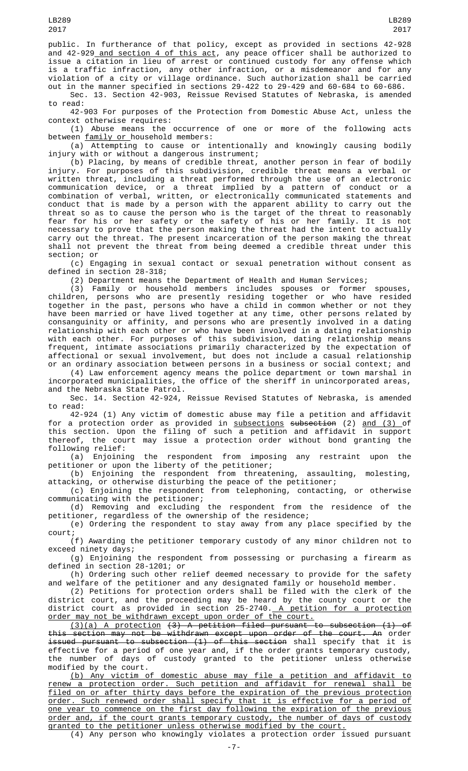public. In furtherance of that policy, except as provided in sections 42-928 and 42-929 and section 4 of this act, any peace officer shall be authorized to issue a citation in lieu of arrest or continued custody for any offense which is a traffic infraction, any other infraction, or a misdemeanor and for any violation of a city or village ordinance. Such authorization shall be carried out in the manner specified in sections 29-422 to 29-429 and 60-684 to 60-686.

Sec. 13. Section 42-903, Reissue Revised Statutes of Nebraska, is amended to read:

42-903 For purposes of the Protection from Domestic Abuse Act, unless the context otherwise requires:

(1) Abuse means the occurrence of one or more of the following acts between family or household members:

(a) Attempting to cause or intentionally and knowingly causing bodily injury with or without a dangerous instrument;

(b) Placing, by means of credible threat, another person in fear of bodily injury. For purposes of this subdivision, credible threat means a verbal or written threat, including a threat performed through the use of an electronic communication device, or a threat implied by a pattern of conduct or a combination of verbal, written, or electronically communicated statements and conduct that is made by a person with the apparent ability to carry out the threat so as to cause the person who is the target of the threat to reasonably fear for his or her safety or the safety of his or her family. It is not necessary to prove that the person making the threat had the intent to actually carry out the threat. The present incarceration of the person making the threat shall not prevent the threat from being deemed a credible threat under this section; or

(c) Engaging in sexual contact or sexual penetration without consent as defined in section 28-318;

(2) Department means the Department of Health and Human Services;

(3) Family or household members includes spouses or former spouses, children, persons who are presently residing together or who have resided together in the past, persons who have a child in common whether or not they have been married or have lived together at any time, other persons related by consanguinity or affinity, and persons who are presently involved in a dating relationship with each other or who have been involved in a dating relationship with each other. For purposes of this subdivision, dating relationship means frequent, intimate associations primarily characterized by the expectation of affectional or sexual involvement, but does not include a casual relationship or an ordinary association between persons in a business or social context; and

(4) Law enforcement agency means the police department or town marshal in incorporated municipalities, the office of the sheriff in unincorporated areas, and the Nebraska State Patrol.

Sec. 14. Section 42-924, Reissue Revised Statutes of Nebraska, is amended to read:

42-924 (1) Any victim of domestic abuse may file a petition and affidavit for a protection order as provided in subsections ~~subsection~~ (2) and (3) of this section. Upon the filing of such a petition and affidavit in support thereof, the court may issue a protection order without bond granting the following relief:

(a) Enjoining the respondent from imposing any restraint upon the petitioner or upon the liberty of the petitioner;

(b) Enjoining the respondent from threatening, assaulting, molesting, attacking, or otherwise disturbing the peace of the petitioner;

(c) Enjoining the respondent from telephoning, contacting, or otherwise communicating with the petitioner;

(d) Removing and excluding the respondent from the residence of the petitioner, regardless of the ownership of the residence;

(e) Ordering the respondent to stay away from any place specified by the court;

(f) Awarding the petitioner temporary custody of any minor children not to exceed ninety days;

(g) Enjoining the respondent from possessing or purchasing a firearm as defined in section 28-1201; or

(h) Ordering such other relief deemed necessary to provide for the safety and welfare of the petitioner and any designated family or household member.

(2) Petitions for protection orders shall be filed with the clerk of the district court, and the proceeding may be heard by the county court or the district court as provided in section 25-2740. A petition for a protection order may not be withdrawn except upon order of the court.

(3)(a) A protection ~~(3) A petition filed pursuant to subsection (1) of this section may not be withdrawn except upon order of the court. An~~ order ~~issued pursuant to subsection (1) of this section~~ shall specify that it is effective for a period of one year and, if the order grants temporary custody, the number of days of custody granted to the petitioner unless otherwise modified by the court.

(b) Any victim of domestic abuse may file a petition and affidavit to renew a protection order. Such petition and affidavit for renewal shall be filed on or after thirty days before the expiration of the previous protection order. Such renewed order shall specify that it is effective for a period of one year to commence on the first day following the expiration of the previous order and, if the court grants temporary custody, the number of days of custody granted to the petitioner unless otherwise modified by the court.

(4) Any person who knowingly violates a protection order issued pursuant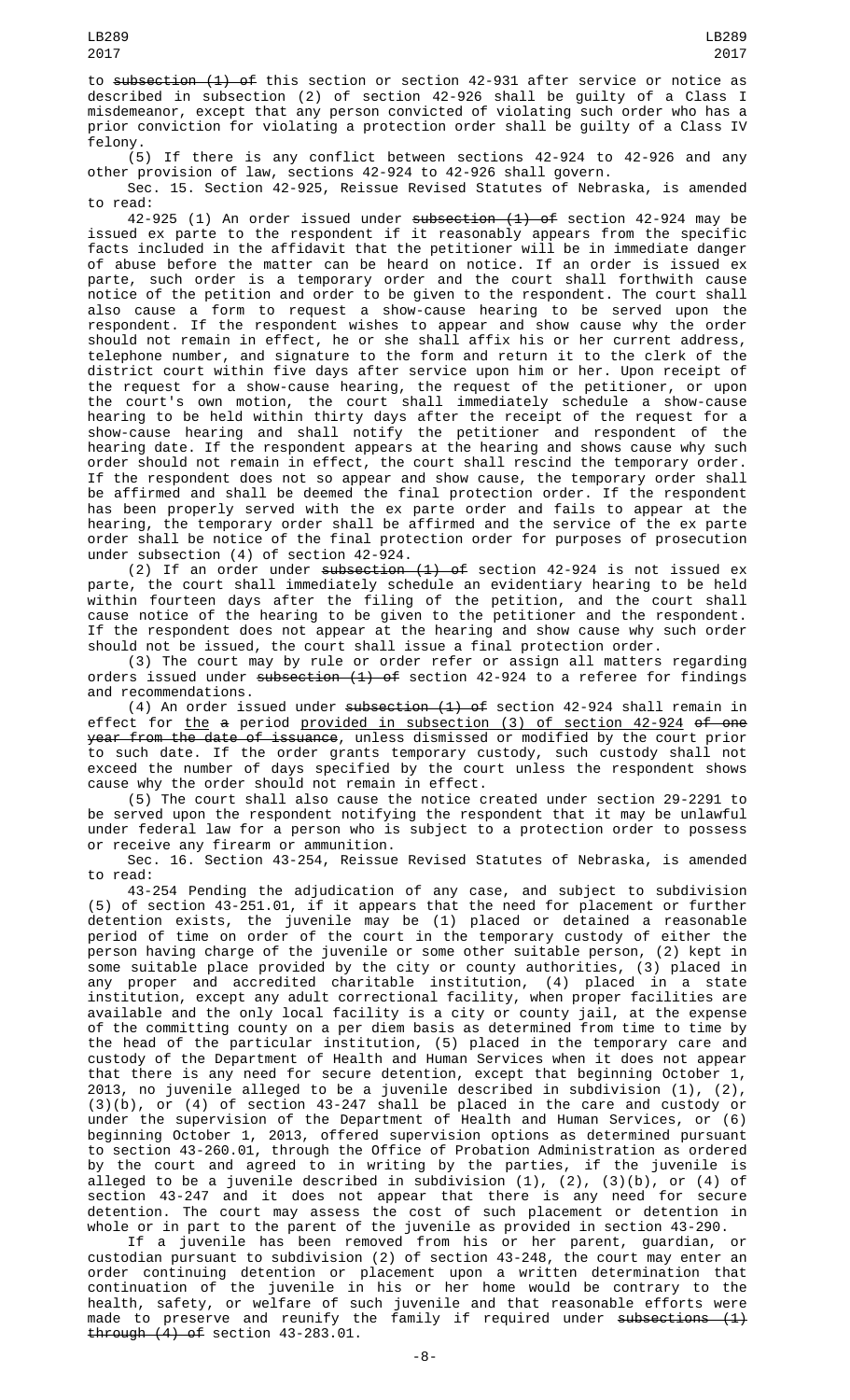to ~~subsection (1) of~~ this section or section 42-931 after service or notice as described in subsection (2) of section 42-926 shall be guilty of a Class I misdemeanor, except that any person convicted of violating such order who has a prior conviction for violating a protection order shall be guilty of a Class IV felony.

(5) If there is any conflict between sections 42-924 to 42-926 and any other provision of law, sections 42-924 to 42-926 shall govern.

Sec. 15. Section 42-925, Reissue Revised Statutes of Nebraska, is amended to read:

42-925 (1) An order issued under ~~subsection (1) of~~ section 42-924 may be issued ex parte to the respondent if it reasonably appears from the specific facts included in the affidavit that the petitioner will be in immediate danger of abuse before the matter can be heard on notice. If an order is issued ex parte, such order is a temporary order and the court shall forthwith cause notice of the petition and order to be given to the respondent. The court shall also cause a form to request a show-cause hearing to be served upon the respondent. If the respondent wishes to appear and show cause why the order should not remain in effect, he or she shall affix his or her current address, telephone number, and signature to the form and return it to the clerk of the district court within five days after service upon him or her. Upon receipt of the request for a show-cause hearing, the request of the petitioner, or upon the court's own motion, the court shall immediately schedule a show-cause hearing to be held within thirty days after the receipt of the request for a show-cause hearing and shall notify the petitioner and respondent of the hearing date. If the respondent appears at the hearing and shows cause why such order should not remain in effect, the court shall rescind the temporary order. If the respondent does not so appear and show cause, the temporary order shall be affirmed and shall be deemed the final protection order. If the respondent has been properly served with the ex parte order and fails to appear at the hearing, the temporary order shall be affirmed and the service of the ex parte order shall be notice of the final protection order for purposes of prosecution under subsection (4) of section 42-924.

(2) If an order under ~~subsection (1) of~~ section 42-924 is not issued ex parte, the court shall immediately schedule an evidentiary hearing to be held within fourteen days after the filing of the petition, and the court shall cause notice of the hearing to be given to the petitioner and the respondent. If the respondent does not appear at the hearing and show cause why such order should not be issued, the court shall issue a final protection order.

(3) The court may by rule or order refer or assign all matters regarding orders issued under ~~subsection (1) of~~ section 42-924 to a referee for findings and recommendations.

(4) An order issued under ~~subsection (1) of~~ section 42-924 shall remain in effect for <u>the</u> ~~a~~ period <u>provided in subsection (3) of section 42-924</u> ~~of one year from the date of issuance~~, unless dismissed or modified by the court prior to such date. If the order grants temporary custody, such custody shall not exceed the number of days specified by the court unless the respondent shows cause why the order should not remain in effect.

(5) The court shall also cause the notice created under section 29-2291 to be served upon the respondent notifying the respondent that it may be unlawful under federal law for a person who is subject to a protection order to possess or receive any firearm or ammunition.

Sec. 16. Section 43-254, Reissue Revised Statutes of Nebraska, is amended to read:

43-254 Pending the adjudication of any case, and subject to subdivision (5) of section 43-251.01, if it appears that the need for placement or further detention exists, the juvenile may be (1) placed or detained a reasonable period of time on order of the court in the temporary custody of either the person having charge of the juvenile or some other suitable person, (2) kept in some suitable place provided by the city or county authorities, (3) placed in any proper and accredited charitable institution, (4) placed in a state institution, except any adult correctional facility, when proper facilities are available and the only local facility is a city or county jail, at the expense of the committing county on a per diem basis as determined from time to time by the head of the particular institution, (5) placed in the temporary care and custody of the Department of Health and Human Services when it does not appear that there is any need for secure detention, except that beginning October 1, 2013, no juvenile alleged to be a juvenile described in subdivision (1), (2), (3)(b), or (4) of section 43-247 shall be placed in the care and custody or under the supervision of the Department of Health and Human Services, or (6) beginning October 1, 2013, offered supervision options as determined pursuant to section 43-260.01, through the Office of Probation Administration as ordered by the court and agreed to in writing by the parties, if the juvenile is alleged to be a juvenile described in subdivision (1), (2), (3)(b), or (4) of section 43-247 and it does not appear that there is any need for secure detention. The court may assess the cost of such placement or detention in whole or in part to the parent of the juvenile as provided in section 43-290.

If a juvenile has been removed from his or her parent, guardian, or custodian pursuant to subdivision (2) of section 43-248, the court may enter an order continuing detention or placement upon a written determination that continuation of the juvenile in his or her home would be contrary to the health, safety, or welfare of such juvenile and that reasonable efforts were made to preserve and reunify the family if required under ~~subsections (1) through (4) of~~ section 43-283.01.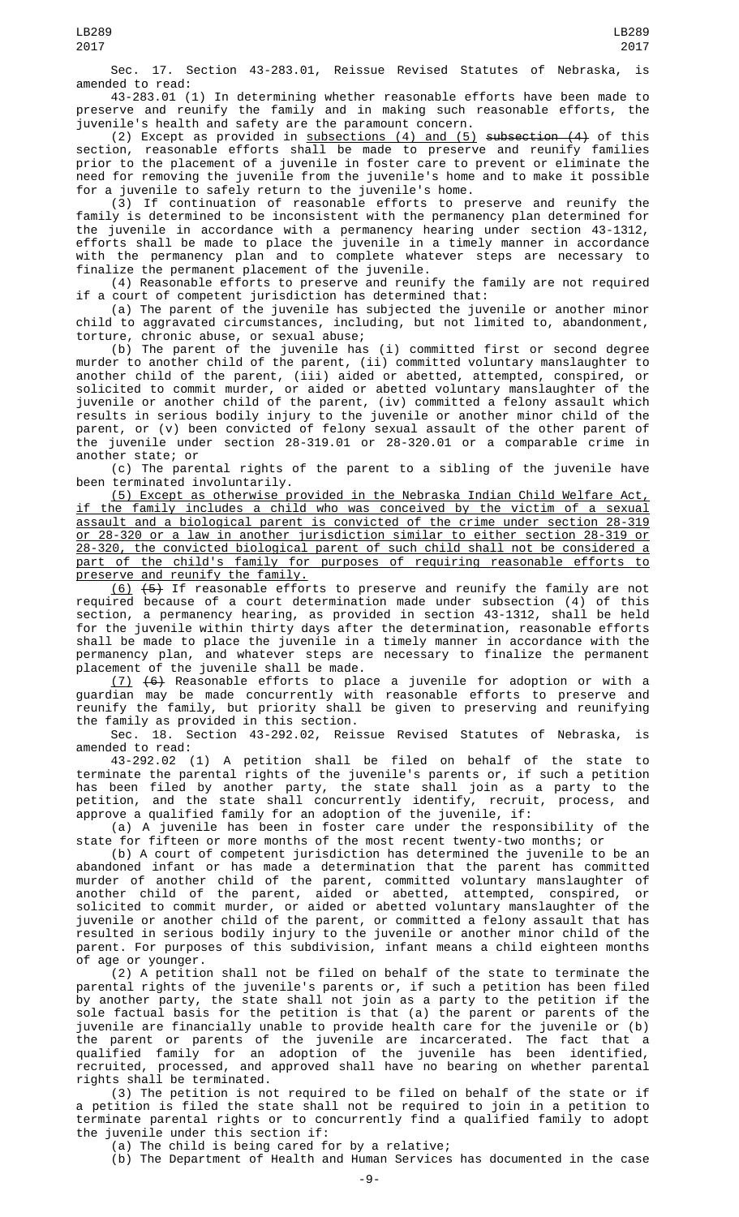Sec. 17. Section 43-283.01, Reissue Revised Statutes of Nebraska, is amended to read:

43-283.01 (1) In determining whether reasonable efforts have been made to preserve and reunify the family and in making such reasonable efforts, the juvenile's health and safety are the paramount concern.

(2) Except as provided in subsections (4) and (5) ~~subsection (4)~~ of this section, reasonable efforts shall be made to preserve and reunify families prior to the placement of a juvenile in foster care to prevent or eliminate the need for removing the juvenile from the juvenile's home and to make it possible for a juvenile to safely return to the juvenile's home.

(3) If continuation of reasonable efforts to preserve and reunify the family is determined to be inconsistent with the permanency plan determined for the juvenile in accordance with a permanency hearing under section 43-1312, efforts shall be made to place the juvenile in a timely manner in accordance with the permanency plan and to complete whatever steps are necessary to finalize the permanent placement of the juvenile.

(4) Reasonable efforts to preserve and reunify the family are not required if a court of competent jurisdiction has determined that:

(a) The parent of the juvenile has subjected the juvenile or another minor child to aggravated circumstances, including, but not limited to, abandonment, torture, chronic abuse, or sexual abuse;

(b) The parent of the juvenile has (i) committed first or second degree murder to another child of the parent, (ii) committed voluntary manslaughter to another child of the parent, (iii) aided or abetted, attempted, conspired, or solicited to commit murder, or aided or abetted voluntary manslaughter of the juvenile or another child of the parent, (iv) committed a felony assault which results in serious bodily injury to the juvenile or another minor child of the parent, or (v) been convicted of felony sexual assault of the other parent of the juvenile under section 28-319.01 or 28-320.01 or a comparable crime in another state; or

(c) The parental rights of the parent to a sibling of the juvenile have been terminated involuntarily.

(5) Except as otherwise provided in the Nebraska Indian Child Welfare Act, if the family includes a child who was conceived by the victim of a sexual assault and a biological parent is convicted of the crime under section 28-319 or 28-320 or a law in another jurisdiction similar to either section 28-319 or 28-320, the convicted biological parent of such child shall not be considered a part of the child's family for purposes of requiring reasonable efforts to preserve and reunify the family.

(6) ~~(5)~~ If reasonable efforts to preserve and reunify the family are not required because of a court determination made under subsection (4) of this section, a permanency hearing, as provided in section 43-1312, shall be held for the juvenile within thirty days after the determination, reasonable efforts shall be made to place the juvenile in a timely manner in accordance with the permanency plan, and whatever steps are necessary to finalize the permanent placement of the juvenile shall be made.

(7) ~~(6)~~ Reasonable efforts to place a juvenile for adoption or with a guardian may be made concurrently with reasonable efforts to preserve and reunify the family, but priority shall be given to preserving and reunifying the family as provided in this section.

Sec. 18. Section 43-292.02, Reissue Revised Statutes of Nebraska, is amended to read:

43-292.02 (1) A petition shall be filed on behalf of the state to terminate the parental rights of the juvenile's parents or, if such a petition has been filed by another party, the state shall join as a party to the petition, and the state shall concurrently identify, recruit, process, and approve a qualified family for an adoption of the juvenile, if:

(a) A juvenile has been in foster care under the responsibility of the state for fifteen or more months of the most recent twenty-two months; or

(b) A court of competent jurisdiction has determined the juvenile to be an abandoned infant or has made a determination that the parent has committed murder of another child of the parent, committed voluntary manslaughter of another child of the parent, aided or abetted, attempted, conspired, or solicited to commit murder, or aided or abetted voluntary manslaughter of the juvenile or another child of the parent, or committed a felony assault that has resulted in serious bodily injury to the juvenile or another minor child of the parent. For purposes of this subdivision, infant means a child eighteen months of age or younger.

(2) A petition shall not be filed on behalf of the state to terminate the parental rights of the juvenile's parents or, if such a petition has been filed by another party, the state shall not join as a party to the petition if the sole factual basis for the petition is that (a) the parent or parents of the juvenile are financially unable to provide health care for the juvenile or (b) the parent or parents of the juvenile are incarcerated. The fact that a qualified family for an adoption of the juvenile has been identified, recruited, processed, and approved shall have no bearing on whether parental rights shall be terminated.

(3) The petition is not required to be filed on behalf of the state or if a petition is filed the state shall not be required to join in a petition to terminate parental rights or to concurrently find a qualified family to adopt the juvenile under this section if:

(a) The child is being cared for by a relative;

(b) The Department of Health and Human Services has documented in the case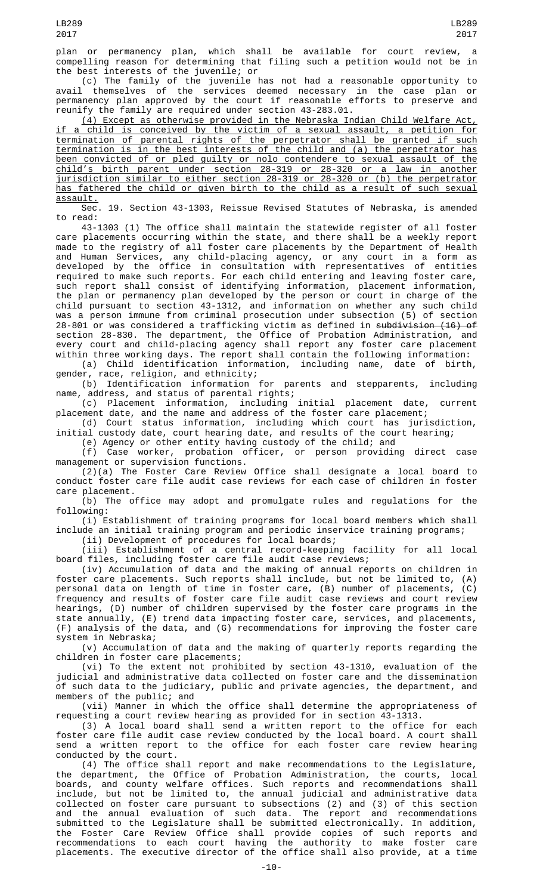plan or permanency plan, which shall be available for court review, a compelling reason for determining that filing such a petition would not be in the best interests of the juvenile; or

(c) The family of the juvenile has not had a reasonable opportunity to avail themselves of the services deemed necessary in the case plan or permanency plan approved by the court if reasonable efforts to preserve and reunify the family are required under section 43-283.01.

<u>(4) Except as otherwise provided in the Nebraska Indian Child Welfare Act, if a child is conceived by the victim of a sexual assault, a petition for termination of parental rights of the perpetrator shall be granted if such termination is in the best interests of the child and (a) the perpetrator has been convicted of or pled guilty or nolo contendere to sexual assault of the child's birth parent under section 28-319 or 28-320 or a law in another jurisdiction similar to either section 28-319 or 28-320 or (b) the perpetrator has fathered the child or given birth to the child as a result of such sexual assault.</u>

Sec. 19. Section 43-1303, Reissue Revised Statutes of Nebraska, is amended to read:

43-1303 (1) The office shall maintain the statewide register of all foster care placements occurring within the state, and there shall be a weekly report made to the registry of all foster care placements by the Department of Health and Human Services, any child-placing agency, or any court in a form as developed by the office in consultation with representatives of entities required to make such reports. For each child entering and leaving foster care, such report shall consist of identifying information, placement information, the plan or permanency plan developed by the person or court in charge of the child pursuant to section 43-1312, and information on whether any such child was a person immune from criminal prosecution under subsection (5) of section 28-801 or was considered a trafficking victim as defined in ~~subdivision (16) of~~ section 28-830. The department, the Office of Probation Administration, and every court and child-placing agency shall report any foster care placement within three working days. The report shall contain the following information:

(a) Child identification information, including name, date of birth, gender, race, religion, and ethnicity;

(b) Identification information for parents and stepparents, including name, address, and status of parental rights;

(c) Placement information, including initial placement date, current placement date, and the name and address of the foster care placement;

(d) Court status information, including which court has jurisdiction, initial custody date, court hearing date, and results of the court hearing;

(e) Agency or other entity having custody of the child; and

(f) Case worker, probation officer, or person providing direct case management or supervision functions.

(2)(a) The Foster Care Review Office shall designate a local board to conduct foster care file audit case reviews for each case of children in foster care placement.

(b) The office may adopt and promulgate rules and regulations for the following:

(i) Establishment of training programs for local board members which shall include an initial training program and periodic inservice training programs;

(ii) Development of procedures for local boards;

(iii) Establishment of a central record-keeping facility for all local board files, including foster care file audit case reviews;

(iv) Accumulation of data and the making of annual reports on children in foster care placements. Such reports shall include, but not be limited to, (A) personal data on length of time in foster care, (B) number of placements, (C) frequency and results of foster care file audit case reviews and court review hearings, (D) number of children supervised by the foster care programs in the state annually, (E) trend data impacting foster care, services, and placements, (F) analysis of the data, and (G) recommendations for improving the foster care system in Nebraska;

(v) Accumulation of data and the making of quarterly reports regarding the children in foster care placements;

(vi) To the extent not prohibited by section 43-1310, evaluation of the judicial and administrative data collected on foster care and the dissemination of such data to the judiciary, public and private agencies, the department, and members of the public; and

(vii) Manner in which the office shall determine the appropriateness of requesting a court review hearing as provided for in section 43-1313.

(3) A local board shall send a written report to the office for each foster care file audit case review conducted by the local board. A court shall send a written report to the office for each foster care review hearing conducted by the court.

(4) The office shall report and make recommendations to the Legislature, the department, the Office of Probation Administration, the courts, local boards, and county welfare offices. Such reports and recommendations shall include, but not be limited to, the annual judicial and administrative data collected on foster care pursuant to subsections (2) and (3) of this section and the annual evaluation of such data. The report and recommendations submitted to the Legislature shall be submitted electronically. In addition, the Foster Care Review Office shall provide copies of such reports and recommendations to each court having the authority to make foster care placements. The executive director of the office shall also provide, at a time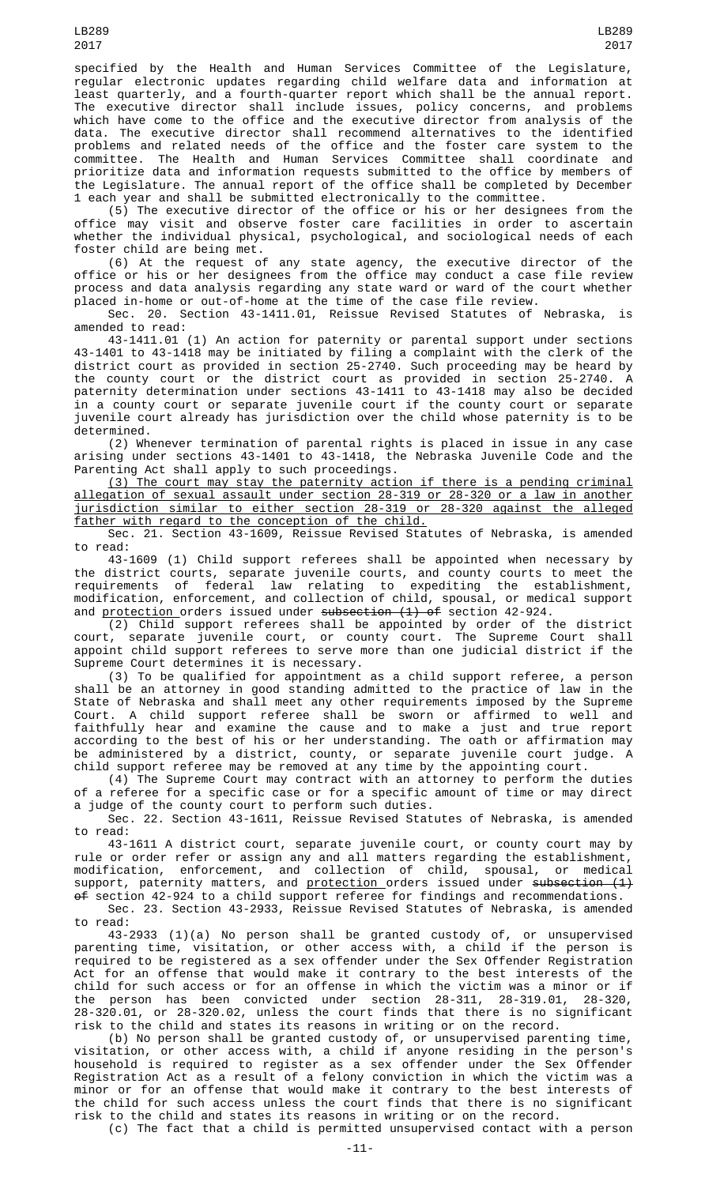specified by the Health and Human Services Committee of the Legislature, regular electronic updates regarding child welfare data and information at least quarterly, and a fourth-quarter report which shall be the annual report. The executive director shall include issues, policy concerns, and problems which have come to the office and the executive director from analysis of the data. The executive director shall recommend alternatives to the identified problems and related needs of the office and the foster care system to the committee. The Health and Human Services Committee shall coordinate and prioritize data and information requests submitted to the office by members of the Legislature. The annual report of the office shall be completed by December 1 each year and shall be submitted electronically to the committee.

(5) The executive director of the office or his or her designees from the office may visit and observe foster care facilities in order to ascertain whether the individual physical, psychological, and sociological needs of each foster child are being met.

(6) At the request of any state agency, the executive director of the office or his or her designees from the office may conduct a case file review process and data analysis regarding any state ward or ward of the court whether placed in-home or out-of-home at the time of the case file review.

Sec. 20. Section 43-1411.01, Reissue Revised Statutes of Nebraska, is amended to read:

43-1411.01 (1) An action for paternity or parental support under sections 43-1401 to 43-1418 may be initiated by filing a complaint with the clerk of the district court as provided in section 25-2740. Such proceeding may be heard by the county court or the district court as provided in section 25-2740. A paternity determination under sections 43-1411 to 43-1418 may also be decided in a county court or separate juvenile court if the county court or separate juvenile court already has jurisdiction over the child whose paternity is to be determined.

(2) Whenever termination of parental rights is placed in issue in any case arising under sections 43-1401 to 43-1418, the Nebraska Juvenile Code and the Parenting Act shall apply to such proceedings.

(3) The court may stay the paternity action if there is a pending criminal allegation of sexual assault under section 28-319 or 28-320 or a law in another jurisdiction similar to either section 28-319 or 28-320 against the alleged father with regard to the conception of the child.

Sec. 21. Section 43-1609, Reissue Revised Statutes of Nebraska, is amended to read:

43-1609 (1) Child support referees shall be appointed when necessary by the district courts, separate juvenile courts, and county courts to meet the requirements of federal law relating to expediting the establishment, modification, enforcement, and collection of child, spousal, or medical support and protection orders issued under ~~subsection (1) of~~ section 42-924.

(2) Child support referees shall be appointed by order of the district court, separate juvenile court, or county court. The Supreme Court shall appoint child support referees to serve more than one judicial district if the Supreme Court determines it is necessary.

(3) To be qualified for appointment as a child support referee, a person shall be an attorney in good standing admitted to the practice of law in the State of Nebraska and shall meet any other requirements imposed by the Supreme Court. A child support referee shall be sworn or affirmed to well and faithfully hear and examine the cause and to make a just and true report according to the best of his or her understanding. The oath or affirmation may be administered by a district, county, or separate juvenile court judge. A child support referee may be removed at any time by the appointing court.

(4) The Supreme Court may contract with an attorney to perform the duties of a referee for a specific case or for a specific amount of time or may direct a judge of the county court to perform such duties.

Sec. 22. Section 43-1611, Reissue Revised Statutes of Nebraska, is amended to read:

43-1611 A district court, separate juvenile court, or county court may by rule or order refer or assign any and all matters regarding the establishment, modification, enforcement, and collection of child, spousal, or medical support, paternity matters, and protection orders issued under ~~subsection (1) of~~ section 42-924 to a child support referee for findings and recommendations.

Sec. 23. Section 43-2933, Reissue Revised Statutes of Nebraska, is amended to read:

43-2933 (1)(a) No person shall be granted custody of, or unsupervised parenting time, visitation, or other access with, a child if the person is required to be registered as a sex offender under the Sex Offender Registration Act for an offense that would make it contrary to the best interests of the child for such access or for an offense in which the victim was a minor or if the person has been convicted under section 28-311, 28-319.01, 28-320, 28-320.01, or 28-320.02, unless the court finds that there is no significant risk to the child and states its reasons in writing or on the record.

(b) No person shall be granted custody of, or unsupervised parenting time, visitation, or other access with, a child if anyone residing in the person's household is required to register as a sex offender under the Sex Offender Registration Act as a result of a felony conviction in which the victim was a minor or for an offense that would make it contrary to the best interests of the child for such access unless the court finds that there is no significant risk to the child and states its reasons in writing or on the record.

(c) The fact that a child is permitted unsupervised contact with a person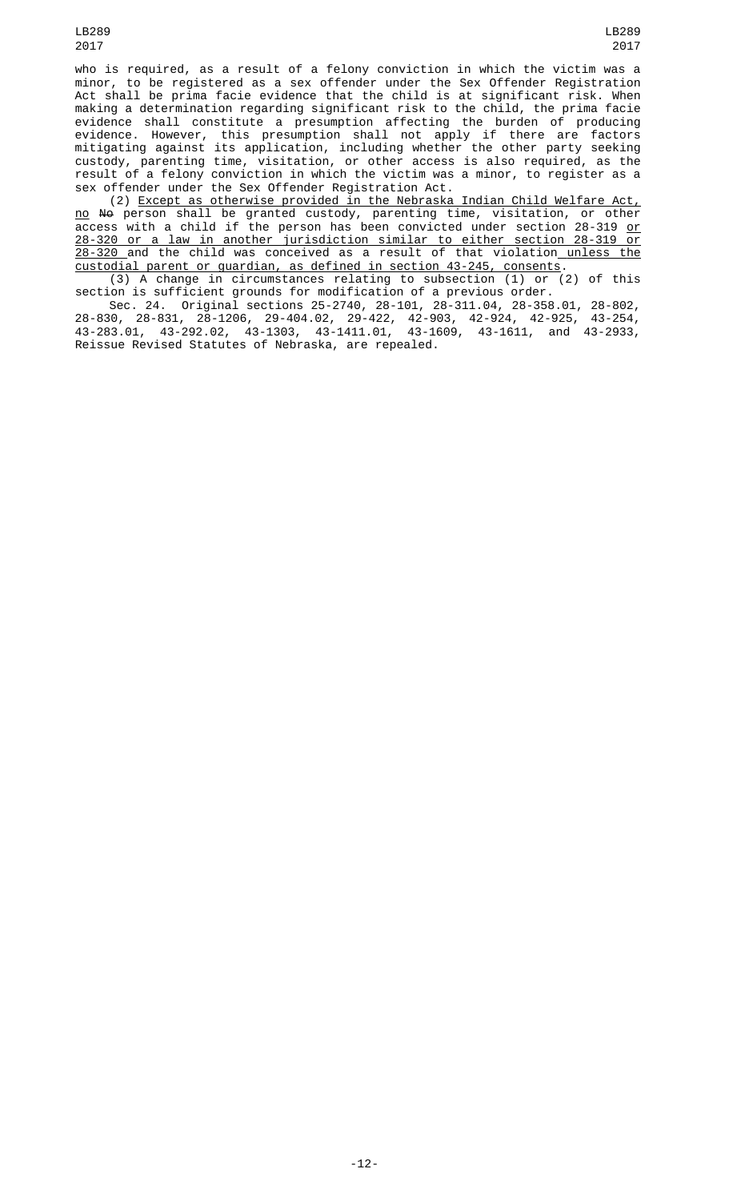who is required, as a result of a felony conviction in which the victim was a minor, to be registered as a sex offender under the Sex Offender Registration Act shall be prima facie evidence that the child is at significant risk. When making a determination regarding significant risk to the child, the prima facie evidence shall constitute a presumption affecting the burden of producing evidence. However, this presumption shall not apply if there are factors mitigating against its application, including whether the other party seeking custody, parenting time, visitation, or other access is also required, as the result of a felony conviction in which the victim was a minor, to register as a sex offender under the Sex Offender Registration Act.

(2) Except as otherwise provided in the Nebraska Indian Child Welfare Act, no ~~No~~ person shall be granted custody, parenting time, visitation, or other access with a child if the person has been convicted under section 28-319 or 28-320 or a law in another jurisdiction similar to either section 28-319 or 28-320 and the child was conceived as a result of that violation unless the custodial parent or guardian, as defined in section 43-245, consents.

(3) A change in circumstances relating to subsection (1) or (2) of this section is sufficient grounds for modification of a previous order.

Sec. 24. Original sections 25-2740, 28-101, 28-311.04, 28-358.01, 28-802, 28-830, 28-831, 28-1206, 29-404.02, 29-422, 42-903, 42-924, 42-925, 43-254, 43-283.01, 43-292.02, 43-1303, 43-1411.01, 43-1609, 43-1611, and 43-2933, Reissue Revised Statutes of Nebraska, are repealed.